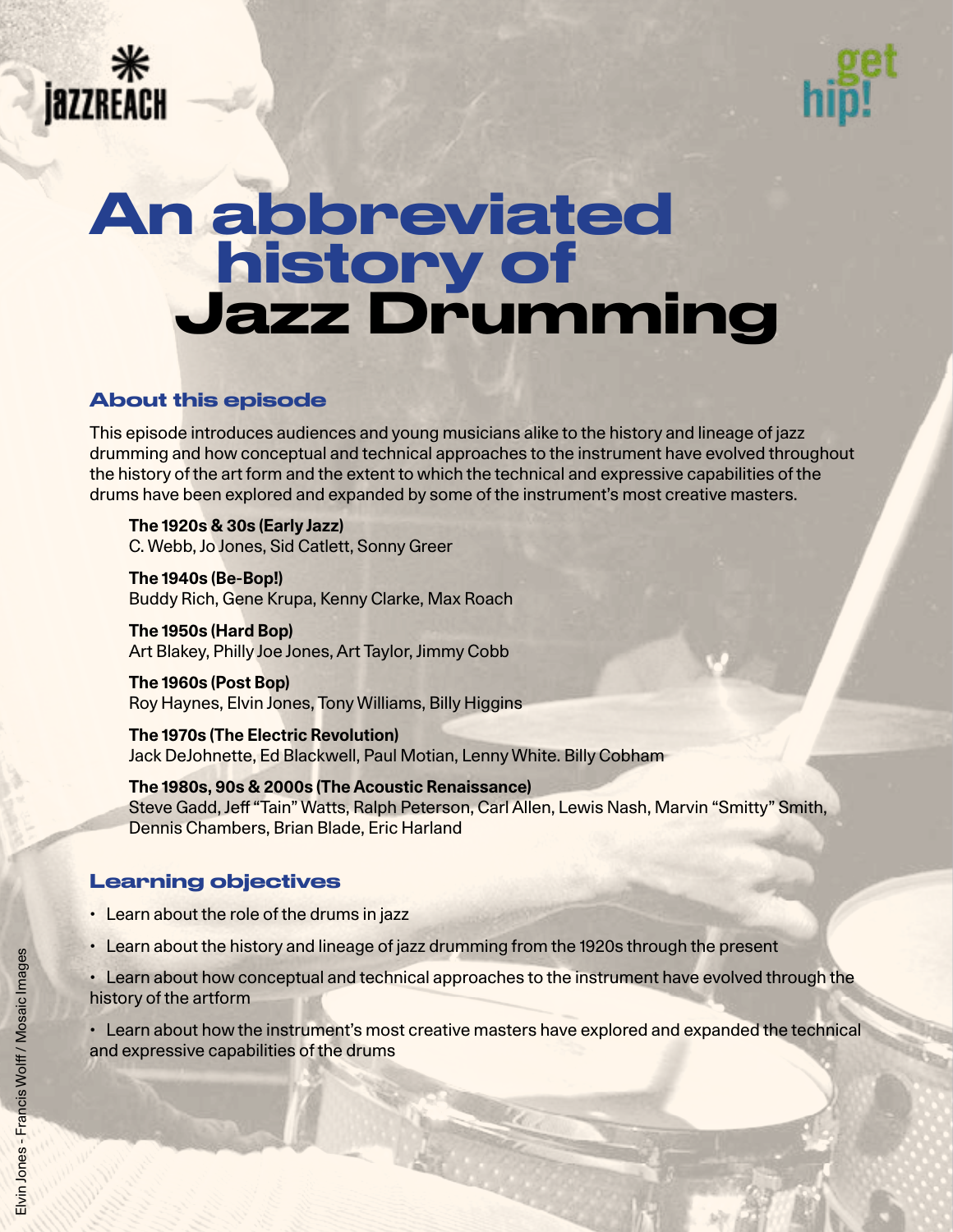jazzreach

get hip!

# An abbreviated history of Jazz Drumming

## About this episode

This episode introduces audiences and young musicians alike to the history and lineage of jazz drumming and how conceptual and technical approaches to the instrument have evolved throughout the history of the art form and the extent to which the technical and expressive capabilities of the drums have been explored and expanded by some of the instrument's most creative masters.

**The 1920s & 30s (Early Jazz)**
C. Webb, Jo Jones, Sid Catlett, Sonny Greer

**The 1940s (Be-Bop!)**
Buddy Rich, Gene Krupa, Kenny Clarke, Max Roach

**The 1950s (Hard Bop)**
Art Blakey, Philly Joe Jones, Art Taylor, Jimmy Cobb

**The 1960s (Post Bop)**
Roy Haynes, Elvin Jones, Tony Williams, Billy Higgins

**The 1970s (The Electric Revolution)**
Jack DeJohnette, Ed Blackwell, Paul Motian, Lenny White. Billy Cobham

**The 1980s, 90s & 2000s (The Acoustic Renaissance)**
Steve Gadd, Jeff "Tain" Watts, Ralph Peterson, Carl Allen, Lewis Nash, Marvin "Smitty" Smith, Dennis Chambers, Brian Blade, Eric Harland

## Learning objectives

- Learn about the role of the drums in jazz
- Learn about the history and lineage of jazz drumming from the 1920s through the present
- Learn about how conceptual and technical approaches to the instrument have evolved through the history of the artform
- Learn about how the instrument's most creative masters have explored and expanded the technical and expressive capabilities of the drums

Elvin Jones - Francis Wolff / Mosaic Images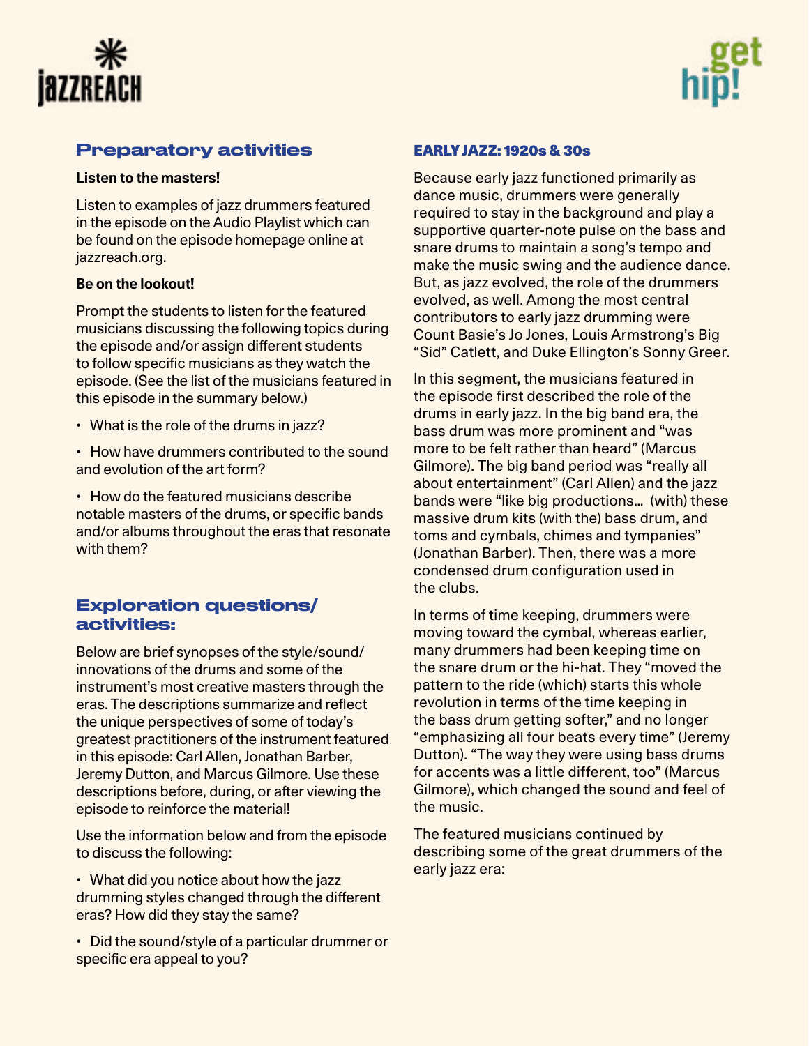## Preparatory activities

**Listen to the masters!**

Listen to examples of jazz drummers featured in the episode on the Audio Playlist which can be found on the episode homepage online at jazzreach.org.

**Be on the lookout!**

Prompt the students to listen for the featured musicians discussing the following topics during the episode and/or assign different students to follow specific musicians as they watch the episode. (See the list of the musicians featured in this episode in the summary below.)

- What is the role of the drums in jazz?
- How have drummers contributed to the sound and evolution of the art form?
- How do the featured musicians describe notable masters of the drums, or specific bands and/or albums throughout the eras that resonate with them?

## Exploration questions/ activities:

Below are brief synopses of the style/sound/innovations of the drums and some of the instrument's most creative masters through the eras. The descriptions summarize and reflect the unique perspectives of some of today's greatest practitioners of the instrument featured in this episode: Carl Allen, Jonathan Barber, Jeremy Dutton, and Marcus Gilmore. Use these descriptions before, during, or after viewing the episode to reinforce the material!

Use the information below and from the episode to discuss the following:

- What did you notice about how the jazz drumming styles changed through the different eras? How did they stay the same?
- Did the sound/style of a particular drummer or specific era appeal to you?

### EARLY JAZZ: 1920s & 30s

Because early jazz functioned primarily as dance music, drummers were generally required to stay in the background and play a supportive quarter-note pulse on the bass and snare drums to maintain a song's tempo and make the music swing and the audience dance. But, as jazz evolved, the role of the drummers evolved, as well. Among the most central contributors to early jazz drumming were Count Basie's Jo Jones, Louis Armstrong's Big "Sid" Catlett, and Duke Ellington's Sonny Greer.

In this segment, the musicians featured in the episode first described the role of the drums in early jazz. In the big band era, the bass drum was more prominent and "was more to be felt rather than heard" (Marcus Gilmore). The big band period was "really all about entertainment" (Carl Allen) and the jazz bands were "like big productions… (with) these massive drum kits (with the) bass drum, and toms and cymbals, chimes and tympanies" (Jonathan Barber). Then, there was a more condensed drum configuration used in the clubs.

In terms of time keeping, drummers were moving toward the cymbal, whereas earlier, many drummers had been keeping time on the snare drum or the hi-hat. They "moved the pattern to the ride (which) starts this whole revolution in terms of the time keeping in the bass drum getting softer," and no longer "emphasizing all four beats every time" (Jeremy Dutton). "The way they were using bass drums for accents was a little different, too" (Marcus Gilmore), which changed the sound and feel of the music.

The featured musicians continued by describing some of the great drummers of the early jazz era: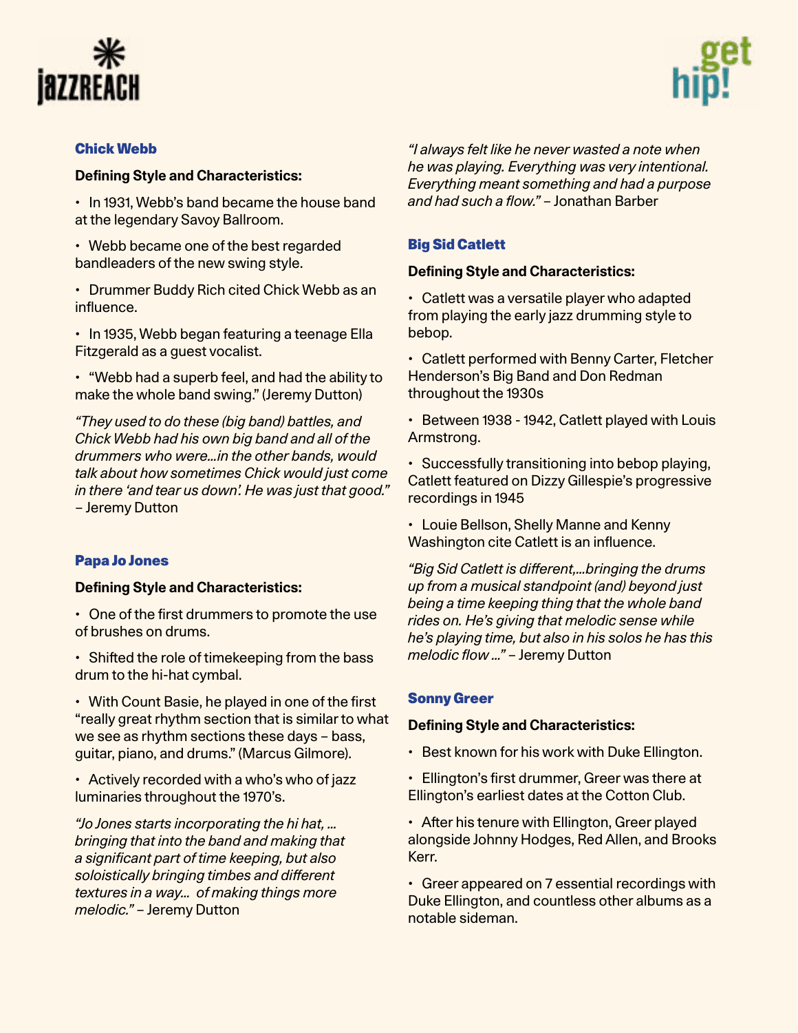### Chick Webb

**Defining Style and Characteristics:**

- In 1931, Webb's band became the house band at the legendary Savoy Ballroom.
- Webb became one of the best regarded bandleaders of the new swing style.
- Drummer Buddy Rich cited Chick Webb as an influence.
- In 1935, Webb began featuring a teenage Ella Fitzgerald as a guest vocalist.
- "Webb had a superb feel, and had the ability to make the whole band swing." (Jeremy Dutton)

*"They used to do these (big band) battles, and Chick Webb had his own big band and all of the drummers who were…in the other bands, would talk about how sometimes Chick would just come in there 'and tear us down'. He was just that good."* – Jeremy Dutton

### Papa Jo Jones

**Defining Style and Characteristics:**

- One of the first drummers to promote the use of brushes on drums.
- Shifted the role of timekeeping from the bass drum to the hi-hat cymbal.
- With Count Basie, he played in one of the first "really great rhythm section that is similar to what we see as rhythm sections these days – bass, guitar, piano, and drums." (Marcus Gilmore).
- Actively recorded with a who's who of jazz luminaries throughout the 1970's.

*"Jo Jones starts incorporating the hi hat, … bringing that into the band and making that a significant part of time keeping, but also soloistically bringing timbes and different textures in a way… of making things more melodic."* – Jeremy Dutton

*"I always felt like he never wasted a note when he was playing. Everything was very intentional. Everything meant something and had a purpose and had such a flow."* – Jonathan Barber

### Big Sid Catlett

**Defining Style and Characteristics:**

- Catlett was a versatile player who adapted from playing the early jazz drumming style to bebop.
- Catlett performed with Benny Carter, Fletcher Henderson's Big Band and Don Redman throughout the 1930s
- Between 1938 - 1942, Catlett played with Louis Armstrong.
- Successfully transitioning into bebop playing, Catlett featured on Dizzy Gillespie's progressive recordings in 1945
- Louie Bellson, Shelly Manne and Kenny Washington cite Catlett is an influence.

*"Big Sid Catlett is different,…bringing the drums up from a musical standpoint (and) beyond just being a time keeping thing that the whole band rides on. He's giving that melodic sense while he's playing time, but also in his solos he has this melodic flow …"* – Jeremy Dutton

### Sonny Greer

**Defining Style and Characteristics:**

- Best known for his work with Duke Ellington.
- Ellington's first drummer, Greer was there at Ellington's earliest dates at the Cotton Club.
- After his tenure with Ellington, Greer played alongside Johnny Hodges, Red Allen, and Brooks Kerr.
- Greer appeared on 7 essential recordings with Duke Ellington, and countless other albums as a notable sideman.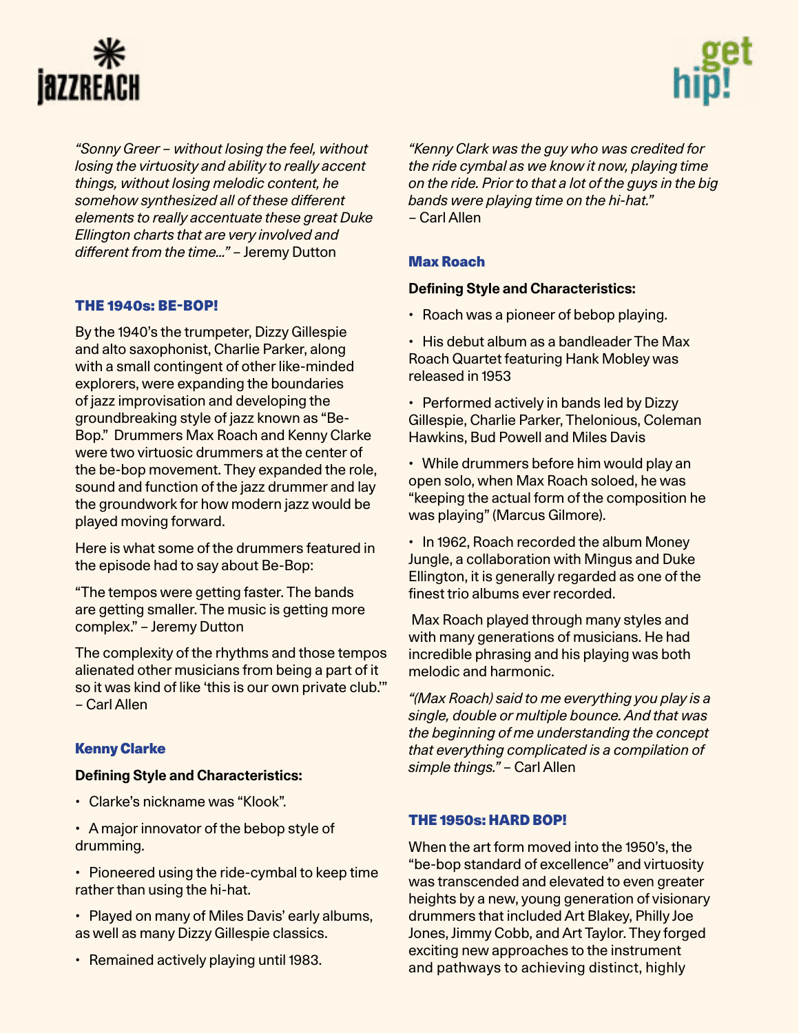*"Sonny Greer – without losing the feel, without losing the virtuosity and ability to really accent things, without losing melodic content, he somehow synthesized all of these different elements to really accentuate these great Duke Ellington charts that are very involved and different from the time..."* – Jeremy Dutton

## THE 1940s: BE-BOP!

By the 1940's the trumpeter, Dizzy Gillespie and alto saxophonist, Charlie Parker, along with a small contingent of other like-minded explorers, were expanding the boundaries of jazz improvisation and developing the groundbreaking style of jazz known as "Be-Bop." Drummers Max Roach and Kenny Clarke were two virtuosic drummers at the center of the be-bop movement. They expanded the role, sound and function of the jazz drummer and lay the groundwork for how modern jazz would be played moving forward.

Here is what some of the drummers featured in the episode had to say about Be-Bop:

"The tempos were getting faster. The bands are getting smaller. The music is getting more complex." – Jeremy Dutton

The complexity of the rhythms and those tempos alienated other musicians from being a part of it so it was kind of like 'this is our own private club.'" – Carl Allen

### Kenny Clarke

**Defining Style and Characteristics:**

- Clarke's nickname was "Klook".
- A major innovator of the bebop style of drumming.
- Pioneered using the ride-cymbal to keep time rather than using the hi-hat.
- Played on many of Miles Davis' early albums, as well as many Dizzy Gillespie classics.
- Remained actively playing until 1983.

*"Kenny Clark was the guy who was credited for the ride cymbal as we know it now, playing time on the ride. Prior to that a lot of the guys in the big bands were playing time on the hi-hat."* – Carl Allen

### Max Roach

**Defining Style and Characteristics:**

- Roach was a pioneer of bebop playing.
- His debut album as a bandleader The Max Roach Quartet featuring Hank Mobley was released in 1953
- Performed actively in bands led by Dizzy Gillespie, Charlie Parker, Thelonious, Coleman Hawkins, Bud Powell and Miles Davis
- While drummers before him would play an open solo, when Max Roach soloed, he was "keeping the actual form of the composition he was playing" (Marcus Gilmore).
- In 1962, Roach recorded the album Money Jungle, a collaboration with Mingus and Duke Ellington, it is generally regarded as one of the finest trio albums ever recorded.

Max Roach played through many styles and with many generations of musicians. He had incredible phrasing and his playing was both melodic and harmonic.

*"(Max Roach) said to me everything you play is a single, double or multiple bounce. And that was the beginning of me understanding the concept that everything complicated is a compilation of simple things."* – Carl Allen

## THE 1950s: HARD BOP!

When the art form moved into the 1950's, the "be-bop standard of excellence" and virtuosity was transcended and elevated to even greater heights by a new, young generation of visionary drummers that included Art Blakey, Philly Joe Jones, Jimmy Cobb, and Art Taylor. They forged exciting new approaches to the instrument and pathways to achieving distinct, highly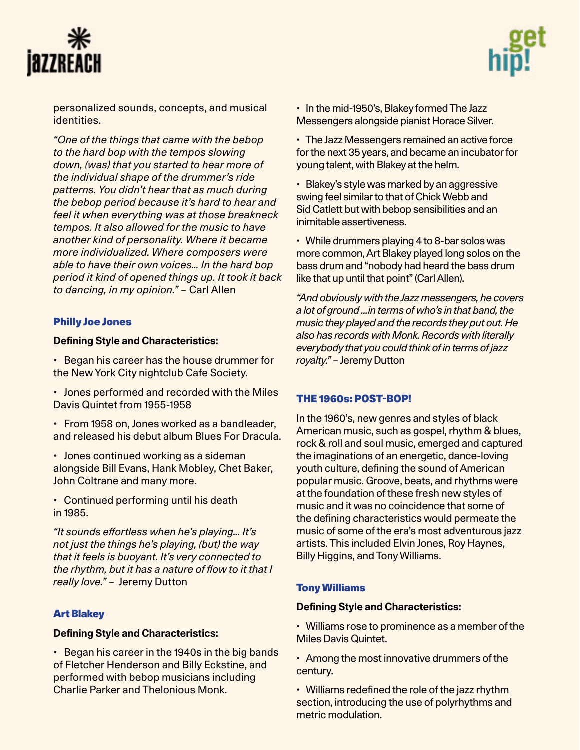personalized sounds, concepts, and musical identities.

*"One of the things that came with the bebop to the hard bop with the tempos slowing down, (was) that you started to hear more of the individual shape of the drummer's ride patterns. You didn't hear that as much during the bebop period because it's hard to hear and feel it when everything was at those breakneck tempos. It also allowed for the music to have another kind of personality. Where it became more individualized. Where composers were able to have their own voices... In the hard bop period it kind of opened things up. It took it back to dancing, in my opinion."* – Carl Allen

### Philly Joe Jones

**Defining Style and Characteristics:**

- Began his career has the house drummer for the New York City nightclub Cafe Society.
- Jones performed and recorded with the Miles Davis Quintet from 1955-1958
- From 1958 on, Jones worked as a bandleader, and released his debut album Blues For Dracula.
- Jones continued working as a sideman alongside Bill Evans, Hank Mobley, Chet Baker, John Coltrane and many more.
- Continued performing until his death in 1985.

*"It sounds effortless when he's playing... It's not just the things he's playing, (but) the way that it feels is buoyant. It's very connected to the rhythm, but it has a nature of flow to it that I really love."* – Jeremy Dutton

### Art Blakey

**Defining Style and Characteristics:**

- Began his career in the 1940s in the big bands of Fletcher Henderson and Billy Eckstine, and performed with bebop musicians including Charlie Parker and Thelonious Monk.
- In the mid-1950's, Blakey formed The Jazz Messengers alongside pianist Horace Silver.
- The Jazz Messengers remained an active force for the next 35 years, and became an incubator for young talent, with Blakey at the helm.
- Blakey's style was marked by an aggressive swing feel similar to that of Chick Webb and Sid Catlett but with bebop sensibilities and an inimitable assertiveness.
- While drummers playing 4 to 8-bar solos was more common, Art Blakey played long solos on the bass drum and "nobody had heard the bass drum like that up until that point" (Carl Allen).

*"And obviously with the Jazz messengers, he covers a lot of ground ...in terms of who's in that band, the music they played and the records they put out. He also has records with Monk. Records with literally everybody that you could think of in terms of jazz royalty."* – Jeremy Dutton

## THE 1960s: POST-BOP!

In the 1960's, new genres and styles of black American music, such as gospel, rhythm & blues, rock & roll and soul music, emerged and captured the imaginations of an energetic, dance-loving youth culture, defining the sound of American popular music. Groove, beats, and rhythms were at the foundation of these fresh new styles of music and it was no coincidence that some of the defining characteristics would permeate the music of some of the era's most adventurous jazz artists. This included Elvin Jones, Roy Haynes, Billy Higgins, and Tony Williams.

### Tony Williams

**Defining Style and Characteristics:**

- Williams rose to prominence as a member of the Miles Davis Quintet.
- Among the most innovative drummers of the century.
- Williams redefined the role of the jazz rhythm section, introducing the use of polyrhythms and metric modulation.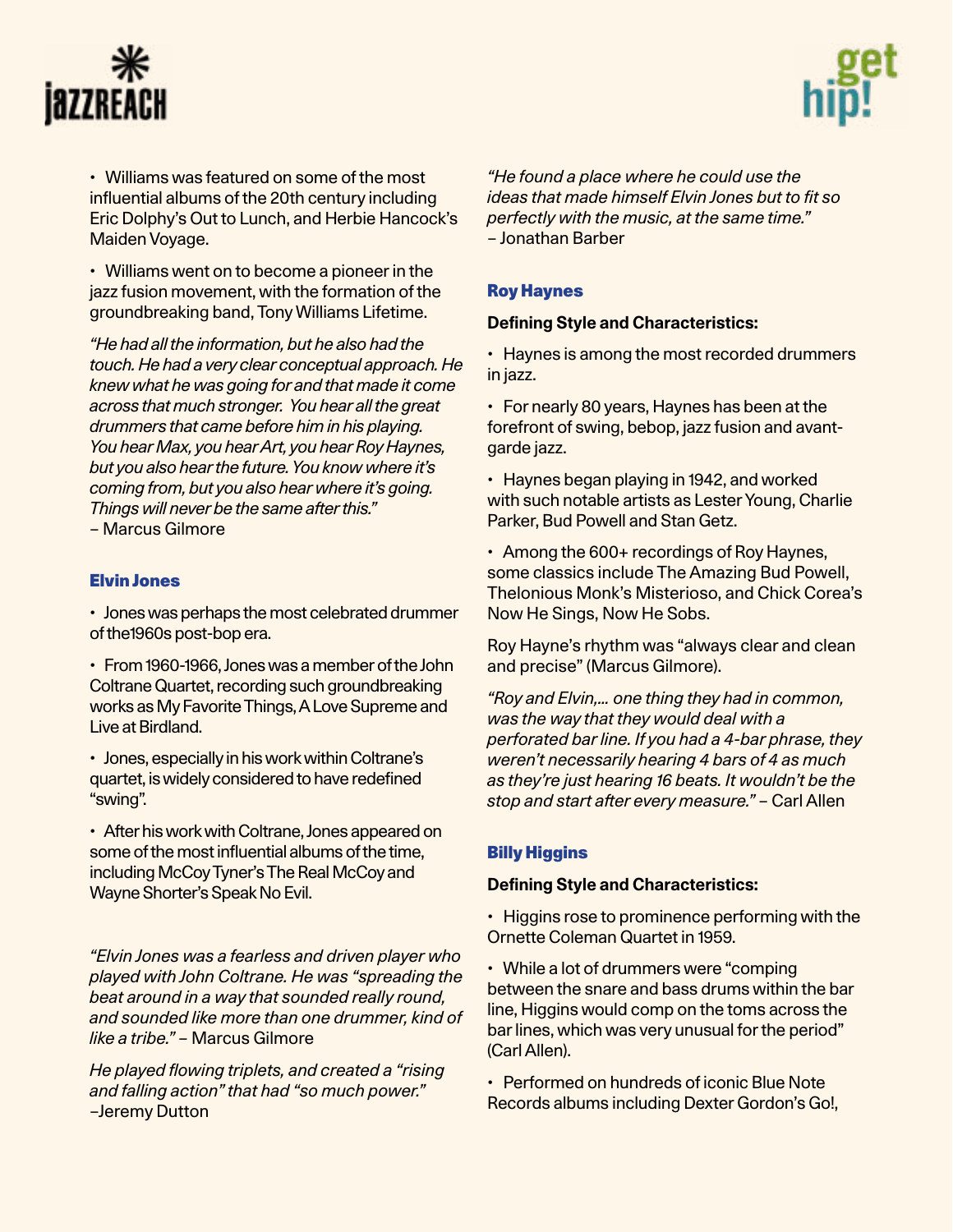- Williams was featured on some of the most influential albums of the 20th century including Eric Dolphy's Out to Lunch, and Herbie Hancock's Maiden Voyage.

- Williams went on to become a pioneer in the jazz fusion movement, with the formation of the groundbreaking band, Tony Williams Lifetime.

*"He had all the information, but he also had the touch. He had a very clear conceptual approach. He knew what he was going for and that made it come across that much stronger. You hear all the great drummers that came before him in his playing. You hear Max, you hear Art, you hear Roy Haynes, but you also hear the future. You know where it's coming from, but you also hear where it's going. Things will never be the same after this."*
– Marcus Gilmore

### Elvin Jones

- Jones was perhaps the most celebrated drummer of the1960s post-bop era.

- From 1960-1966, Jones was a member of the John Coltrane Quartet, recording such groundbreaking works as My Favorite Things, A Love Supreme and Live at Birdland.

- Jones, especially in his work within Coltrane's quartet, is widely considered to have redefined "swing".

- After his work with Coltrane, Jones appeared on some of the most influential albums of the time, including McCoy Tyner's The Real McCoy and Wayne Shorter's Speak No Evil.

*"Elvin Jones was a fearless and driven player who played with John Coltrane. He was "spreading the beat around in a way that sounded really round, and sounded like more than one drummer, kind of like a tribe."* – Marcus Gilmore

*He played flowing triplets, and created a "rising and falling action" that had "so much power."*
–Jeremy Dutton

*"He found a place where he could use the ideas that made himself Elvin Jones but to fit so perfectly with the music, at the same time."*
– Jonathan Barber

### Roy Haynes

**Defining Style and Characteristics:**

- Haynes is among the most recorded drummers in jazz.

- For nearly 80 years, Haynes has been at the forefront of swing, bebop, jazz fusion and avant-garde jazz.

- Haynes began playing in 1942, and worked with such notable artists as Lester Young, Charlie Parker, Bud Powell and Stan Getz.

- Among the 600+ recordings of Roy Haynes, some classics include The Amazing Bud Powell, Thelonious Monk's Misterioso, and Chick Corea's Now He Sings, Now He Sobs.

Roy Hayne's rhythm was "always clear and clean and precise" (Marcus Gilmore).

*"Roy and Elvin,... one thing they had in common, was the way that they would deal with a perforated bar line. If you had a 4-bar phrase, they weren't necessarily hearing 4 bars of 4 as much as they're just hearing 16 beats. It wouldn't be the stop and start after every measure."* – Carl Allen

### Billy Higgins

**Defining Style and Characteristics:**

- Higgins rose to prominence performing with the Ornette Coleman Quartet in 1959.

- While a lot of drummers were "comping between the snare and bass drums within the bar line, Higgins would comp on the toms across the bar lines, which was very unusual for the period" (Carl Allen).

- Performed on hundreds of iconic Blue Note Records albums including Dexter Gordon's Go!,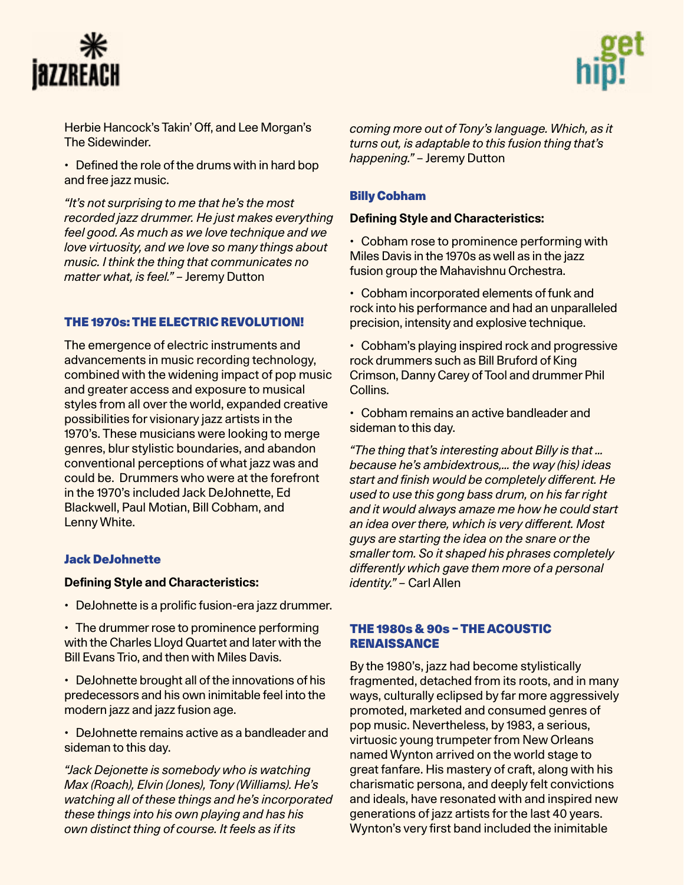Herbie Hancock's Takin' Off, and Lee Morgan's The Sidewinder.

- Defined the role of the drums with in hard bop and free jazz music.

*"It's not surprising to me that he's the most recorded jazz drummer. He just makes everything feel good. As much as we love technique and we love virtuosity, and we love so many things about music. I think the thing that communicates no matter what, is feel."* – Jeremy Dutton

## THE 1970s: THE ELECTRIC REVOLUTION!

The emergence of electric instruments and advancements in music recording technology, combined with the widening impact of pop music and greater access and exposure to musical styles from all over the world, expanded creative possibilities for visionary jazz artists in the 1970's. These musicians were looking to merge genres, blur stylistic boundaries, and abandon conventional perceptions of what jazz was and could be. Drummers who were at the forefront in the 1970's included Jack DeJohnette, Ed Blackwell, Paul Motian, Bill Cobham, and Lenny White.

### Jack DeJohnette

**Defining Style and Characteristics:**

- DeJohnette is a prolific fusion-era jazz drummer.
- The drummer rose to prominence performing with the Charles Lloyd Quartet and later with the Bill Evans Trio, and then with Miles Davis.
- DeJohnette brought all of the innovations of his predecessors and his own inimitable feel into the modern jazz and jazz fusion age.
- DeJohnette remains active as a bandleader and sideman to this day.

*"Jack Dejonette is somebody who is watching Max (Roach), Elvin (Jones), Tony (Williams). He's watching all of these things and he's incorporated these things into his own playing and has his own distinct thing of course. It feels as if its coming more out of Tony's language. Which, as it turns out, is adaptable to this fusion thing that's happening."* – Jeremy Dutton

### Billy Cobham

**Defining Style and Characteristics:**

- Cobham rose to prominence performing with Miles Davis in the 1970s as well as in the jazz fusion group the Mahavishnu Orchestra.
- Cobham incorporated elements of funk and rock into his performance and had an unparalleled precision, intensity and explosive technique.
- Cobham's playing inspired rock and progressive rock drummers such as Bill Bruford of King Crimson, Danny Carey of Tool and drummer Phil Collins.
- Cobham remains an active bandleader and sideman to this day.

*"The thing that's interesting about Billy is that ... because he's ambidextrous,... the way (his) ideas start and finish would be completely different. He used to use this gong bass drum, on his far right and it would always amaze me how he could start an idea over there, which is very different. Most guys are starting the idea on the snare or the smaller tom. So it shaped his phrases completely differently which gave them more of a personal identity."* – Carl Allen

## THE 1980s & 90s – THE ACOUSTIC RENAISSANCE

By the 1980's, jazz had become stylistically fragmented, detached from its roots, and in many ways, culturally eclipsed by far more aggressively promoted, marketed and consumed genres of pop music. Nevertheless, by 1983, a serious, virtuosic young trumpeter from New Orleans named Wynton arrived on the world stage to great fanfare. His mastery of craft, along with his charismatic persona, and deeply felt convictions and ideals, have resonated with and inspired new generations of jazz artists for the last 40 years. Wynton's very first band included the inimitable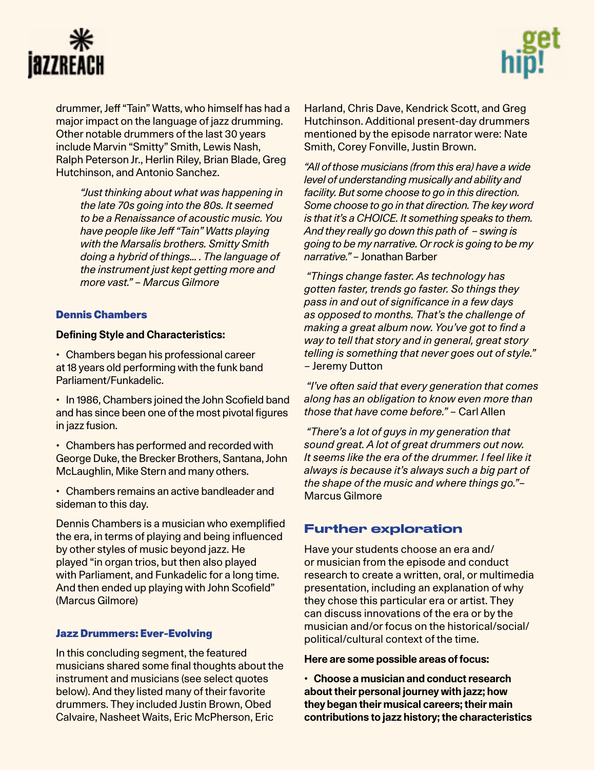drummer, Jeff "Tain" Watts, who himself has had a major impact on the language of jazz drumming. Other notable drummers of the last 30 years include Marvin "Smitty" Smith, Lewis Nash, Ralph Peterson Jr., Herlin Riley, Brian Blade, Greg Hutchinson, and Antonio Sanchez.

> *"Just thinking about what was happening in the late 70s going into the 80s. It seemed to be a Renaissance of acoustic music. You have people like Jeff "Tain" Watts playing with the Marsalis brothers. Smitty Smith doing a hybrid of things… . The language of the instrument just kept getting more and more vast." – Marcus Gilmore*

### Dennis Chambers

**Defining Style and Characteristics:**

- Chambers began his professional career at 18 years old performing with the funk band Parliament/Funkadelic.
- In 1986, Chambers joined the John Scofield band and has since been one of the most pivotal figures in jazz fusion.
- Chambers has performed and recorded with George Duke, the Brecker Brothers, Santana, John McLaughlin, Mike Stern and many others.
- Chambers remains an active bandleader and sideman to this day.

Dennis Chambers is a musician who exemplified the era, in terms of playing and being influenced by other styles of music beyond jazz. He played "in organ trios, but then also played with Parliament, and Funkadelic for a long time. And then ended up playing with John Scofield" (Marcus Gilmore)

### Jazz Drummers: Ever-Evolving

In this concluding segment, the featured musicians shared some final thoughts about the instrument and musicians (see select quotes below). And they listed many of their favorite drummers. They included Justin Brown, Obed Calvaire, Nasheet Waits, Eric McPherson, Eric Harland, Chris Dave, Kendrick Scott, and Greg Hutchinson. Additional present-day drummers mentioned by the episode narrator were: Nate Smith, Corey Fonville, Justin Brown.

*"All of those musicians (from this era) have a wide level of understanding musically and ability and facility. But some choose to go in this direction. Some choose to go in that direction. The key word is that it's a CHOICE. It something speaks to them. And they really go down this path of – swing is going to be my narrative. Or rock is going to be my narrative."* – Jonathan Barber

*"Things change faster. As technology has gotten faster, trends go faster. So things they pass in and out of significance in a few days as opposed to months. That's the challenge of making a great album now. You've got to find a way to tell that story and in general, great story telling is something that never goes out of style."* – Jeremy Dutton

*"I've often said that every generation that comes along has an obligation to know even more than those that have come before."* – Carl Allen

*"There's a lot of guys in my generation that sound great. A lot of great drummers out now. It seems like the era of the drummer. I feel like it always is because it's always such a big part of the shape of the music and where things go."*– Marcus Gilmore

## Further exploration

Have your students choose an era and/or musician from the episode and conduct research to create a written, oral, or multimedia presentation, including an explanation of why they chose this particular era or artist. They can discuss innovations of the era or by the musician and/or focus on the historical/social/political/cultural context of the time.

**Here are some possible areas of focus:**

- **Choose a musician and conduct research about their personal journey with jazz; how they began their musical careers; their main contributions to jazz history; the characteristics**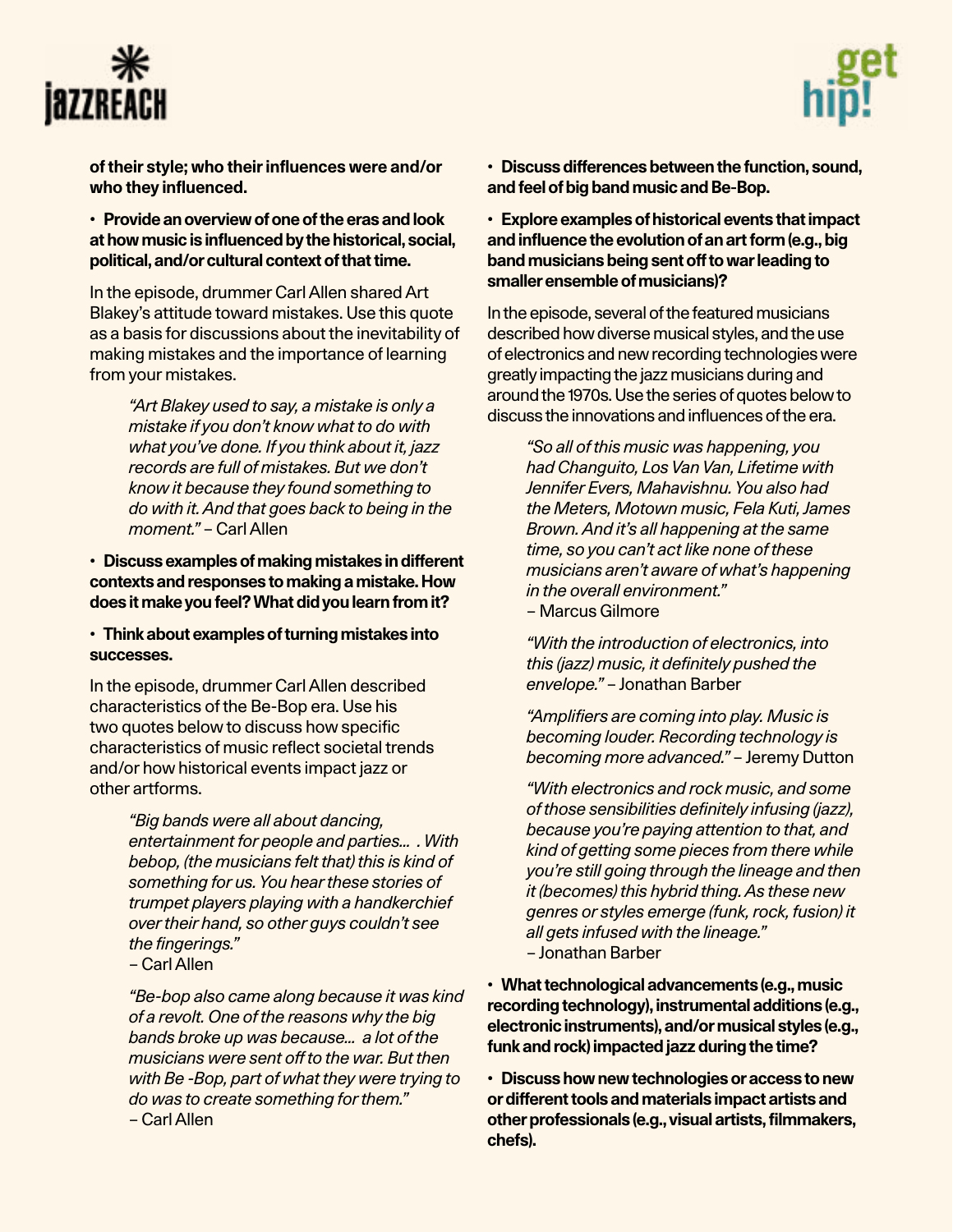**of their style; who their influences were and/or who they influenced.**

- **Provide an overview of one of the eras and look at how music is influenced by the historical, social, political, and/or cultural context of that time.**

In the episode, drummer Carl Allen shared Art Blakey's attitude toward mistakes. Use this quote as a basis for discussions about the inevitability of making mistakes and the importance of learning from your mistakes.

> *"Art Blakey used to say, a mistake is only a mistake if you don't know what to do with what you've done. If you think about it, jazz records are full of mistakes. But we don't know it because they found something to do with it. And that goes back to being in the moment."* – Carl Allen

- **Discuss examples of making mistakes in different contexts and responses to making a mistake. How does it make you feel? What did you learn from it?**

- **Think about examples of turning mistakes into successes.**

In the episode, drummer Carl Allen described characteristics of the Be-Bop era. Use his two quotes below to discuss how specific characteristics of music reflect societal trends and/or how historical events impact jazz or other artforms.

> *"Big bands were all about dancing, entertainment for people and parties… . With bebop, (the musicians felt that) this is kind of something for us. You hear these stories of trumpet players playing with a handkerchief over their hand, so other guys couldn't see the fingerings."*
> – Carl Allen

> *"Be-bop also came along because it was kind of a revolt. One of the reasons why the big bands broke up was because… a lot of the musicians were sent off to the war. But then with Be -Bop, part of what they were trying to do was to create something for them."*
> – Carl Allen

- **Discuss differences between the function, sound, and feel of big band music and Be-Bop.**

- **Explore examples of historical events that impact and influence the evolution of an art form (e.g., big band musicians being sent off to war leading to smaller ensemble of musicians)?**

In the episode, several of the featured musicians described how diverse musical styles, and the use of electronics and new recording technologies were greatly impacting the jazz musicians during and around the 1970s. Use the series of quotes below to discuss the innovations and influences of the era.

> *"So all of this music was happening, you had Changuito, Los Van Van, Lifetime with Jennifer Evers, Mahavishnu. You also had the Meters, Motown music, Fela Kuti, James Brown. And it's all happening at the same time, so you can't act like none of these musicians aren't aware of what's happening in the overall environment."*
> – Marcus Gilmore

> *"With the introduction of electronics, into this (jazz) music, it definitely pushed the envelope."* – Jonathan Barber

> *"Amplifiers are coming into play. Music is becoming louder. Recording technology is becoming more advanced."* – Jeremy Dutton

> *"With electronics and rock music, and some of those sensibilities definitely infusing (jazz), because you're paying attention to that, and kind of getting some pieces from there while you're still going through the lineage and then it (becomes) this hybrid thing. As these new genres or styles emerge (funk, rock, fusion) it all gets infused with the lineage."*
> – Jonathan Barber

- **What technological advancements (e.g., music recording technology), instrumental additions (e.g., electronic instruments), and/or musical styles (e.g., funk and rock) impacted jazz during the time?**

- **Discuss how new technologies or access to new or different tools and materials impact artists and other professionals (e.g., visual artists, filmmakers, chefs).**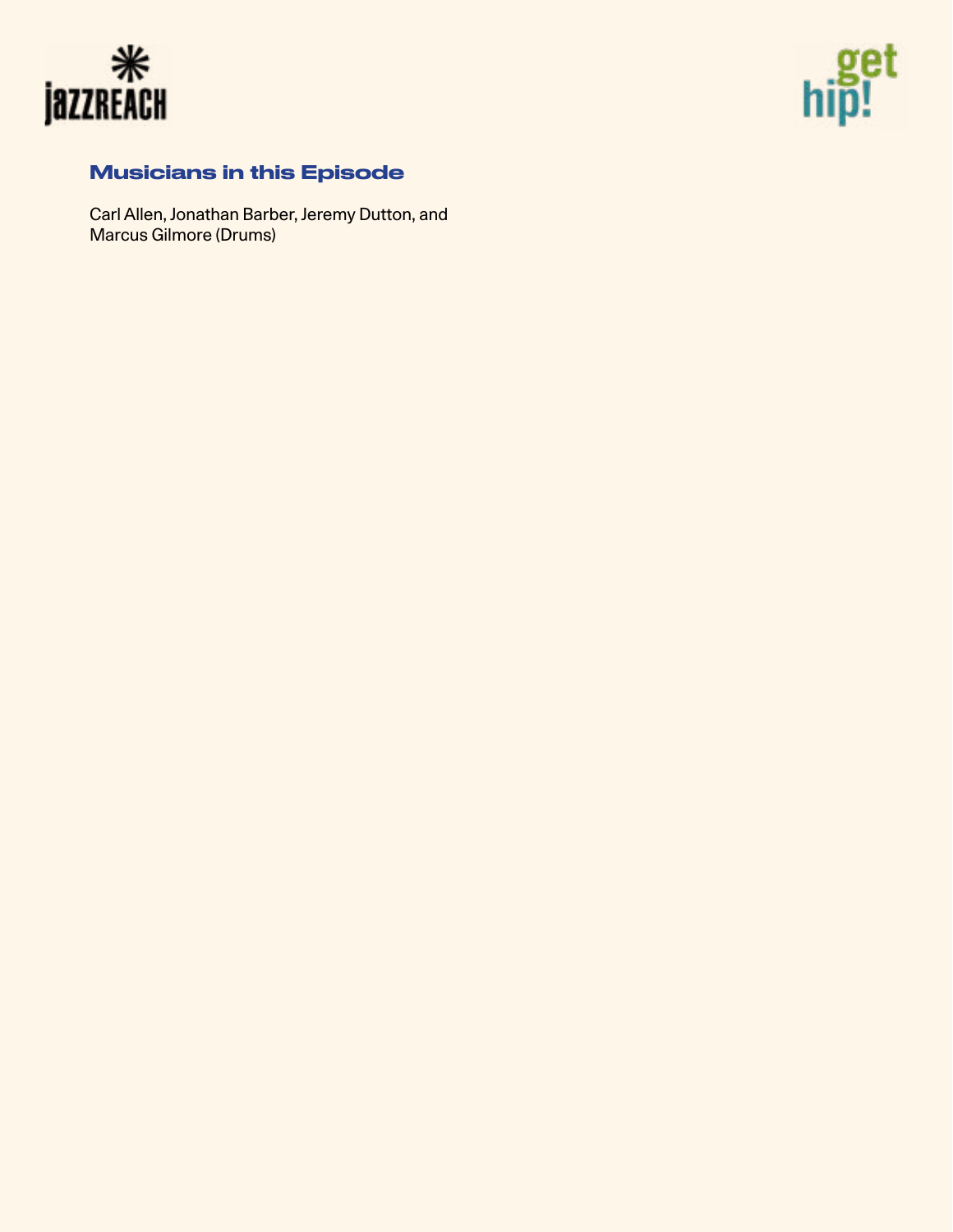## Musicians in this Episode

Carl Allen, Jonathan Barber, Jeremy Dutton, and Marcus Gilmore (Drums)